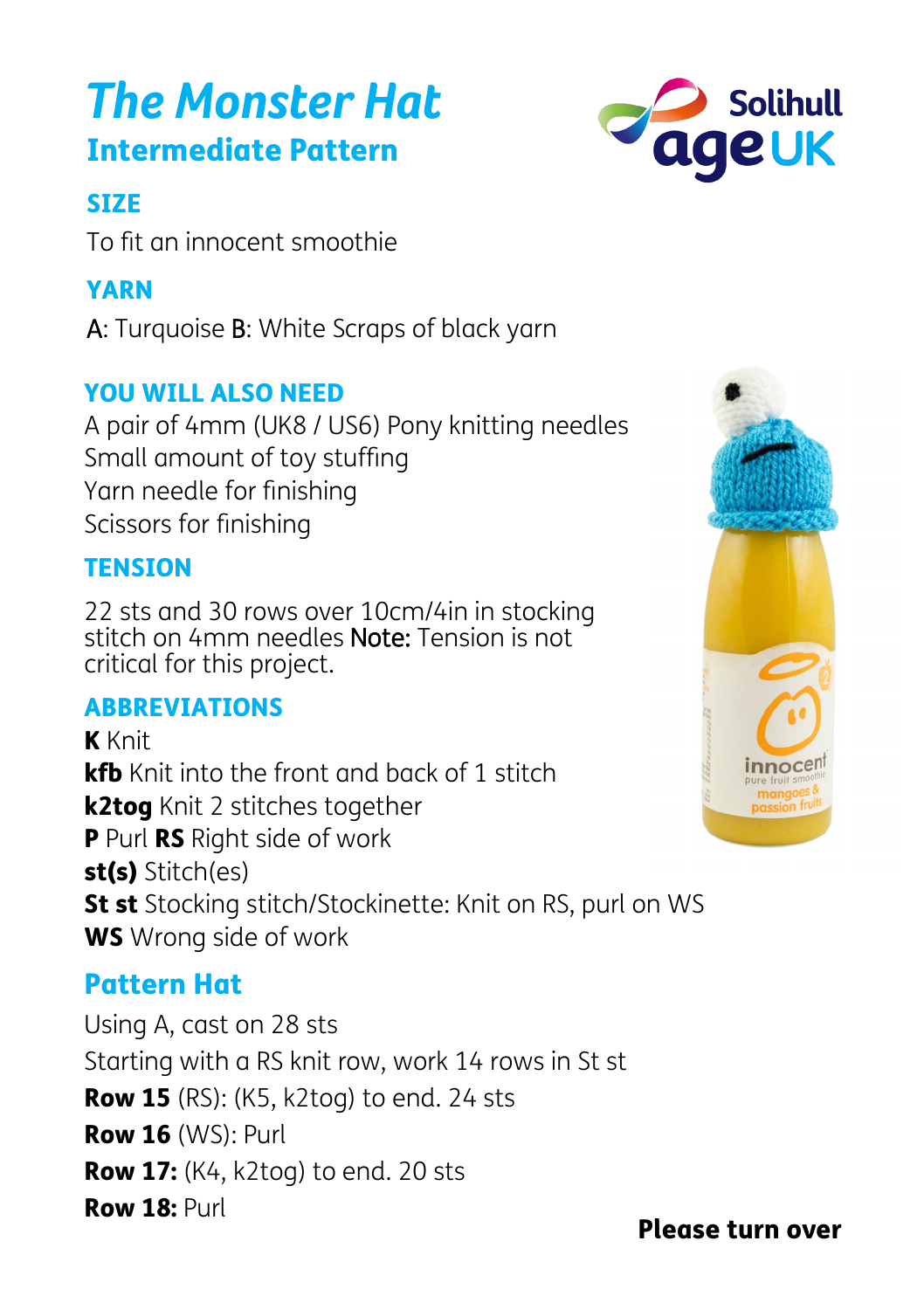# *The Monster Hat*

## Intermediate Pattern

### SIZE

To fit an innocent smoothie

### YARN

A: Turquoise B: White Scraps of black yarn

### YOU WILL ALSO NEED

A pair of 4mm (UK8 / US6) Pony knitting needles
Small amount of toy stuffing
Yarn needle for finishing
Scissors for finishing

### TENSION

22 sts and 30 rows over 10cm/4in in stocking stitch on 4mm needles Note: Tension is not critical for this project.

### ABBREVIATIONS

**K** Knit
**kfb** Knit into the front and back of 1 stitch
**k2tog** Knit 2 stitches together
**P** Purl **RS** Right side of work
**st(s)** Stitch(es)
**St st** Stocking stitch/Stockinette: Knit on RS, purl on WS
**WS** Wrong side of work

## Pattern Hat

Using A, cast on 28 sts
Starting with a RS knit row, work 14 rows in St st
**Row 15** (RS): (K5, k2tog) to end. 24 sts
**Row 16** (WS): Purl
**Row 17:** (K4, k2tog) to end. 20 sts
**Row 18:** Purl

**Please turn over**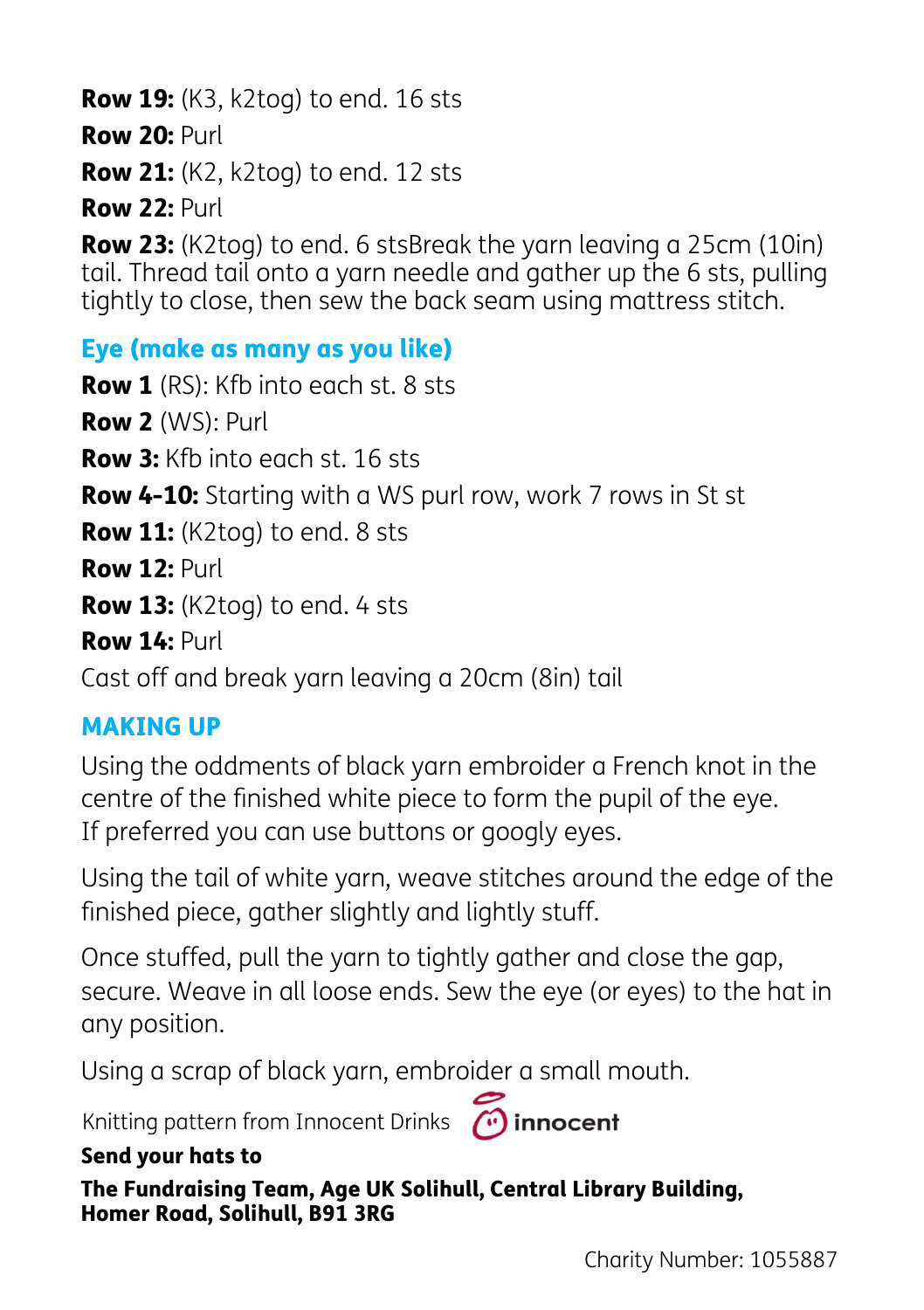**Row 19:** (K3, k2tog) to end. 16 sts

**Row 20:** Purl

**Row 21:** (K2, k2tog) to end. 12 sts

**Row 22:** Purl

**Row 23:** (K2tog) to end. 6 stsBreak the yarn leaving a 25cm (10in) tail. Thread tail onto a yarn needle and gather up the 6 sts, pulling tightly to close, then sew the back seam using mattress stitch.

## Eye (make as many as you like)

**Row 1** (RS): Kfb into each st. 8 sts

**Row 2** (WS): Purl

**Row 3:** Kfb into each st. 16 sts

**Row 4-10:** Starting with a WS purl row, work 7 rows in St st

**Row 11:** (K2tog) to end. 8 sts

**Row 12:** Purl

**Row 13:** (K2tog) to end. 4 sts

**Row 14:** Purl

Cast off and break yarn leaving a 20cm (8in) tail

## MAKING UP

Using the oddments of black yarn embroider a French knot in the centre of the finished white piece to form the pupil of the eye. If preferred you can use buttons or googly eyes.

Using the tail of white yarn, weave stitches around the edge of the finished piece, gather slightly and lightly stuff.

Once stuffed, pull the yarn to tightly gather and close the gap, secure. Weave in all loose ends. Sew the eye (or eyes) to the hat in any position.

Using a scrap of black yarn, embroider a small mouth.

Knitting pattern from Innocent Drinks innocent

**Send your hats to**

**The Fundraising Team, Age UK Solihull, Central Library Building, Homer Road, Solihull, B91 3RG**

Charity Number: 1055887